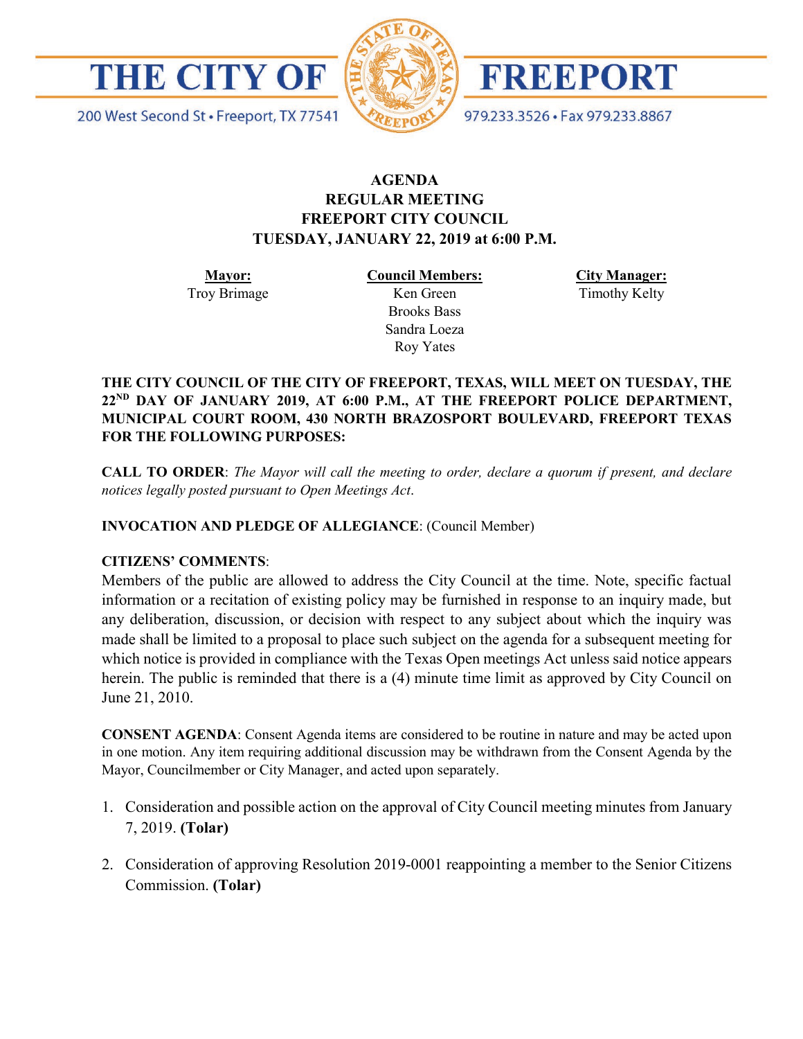# THE CITY OF FREEPORT

200 West Second St • Freeport, TX 77541

979.233.3526 • Fax 979.233.8867

## AGENDA
## REGULAR MEETING
## FREEPORT CITY COUNCIL
## TUESDAY, JANUARY 22, 2019 at 6:00 P.M.

| **Mayor:** | **Council Members:** | **City Manager:** |
|---|---|---|
| Troy Brimage | Ken Green | Timothy Kelty |
| | Brooks Bass | |
| | Sandra Loeza | |
| | Roy Yates | |

**THE CITY COUNCIL OF THE CITY OF FREEPORT, TEXAS, WILL MEET ON TUESDAY, THE 22ND DAY OF JANUARY 2019, AT 6:00 P.M., AT THE FREEPORT POLICE DEPARTMENT, MUNICIPAL COURT ROOM, 430 NORTH BRAZOSPORT BOULEVARD, FREEPORT TEXAS FOR THE FOLLOWING PURPOSES:**

**CALL TO ORDER**: *The Mayor will call the meeting to order, declare a quorum if present, and declare notices legally posted pursuant to Open Meetings Act.*

**INVOCATION AND PLEDGE OF ALLEGIANCE**: (Council Member)

**CITIZENS' COMMENTS**:

Members of the public are allowed to address the City Council at the time. Note, specific factual information or a recitation of existing policy may be furnished in response to an inquiry made, but any deliberation, discussion, or decision with respect to any subject about which the inquiry was made shall be limited to a proposal to place such subject on the agenda for a subsequent meeting for which notice is provided in compliance with the Texas Open meetings Act unless said notice appears herein. The public is reminded that there is a (4) minute time limit as approved by City Council on June 21, 2010.

**CONSENT AGENDA**: Consent Agenda items are considered to be routine in nature and may be acted upon in one motion. Any item requiring additional discussion may be withdrawn from the Consent Agenda by the Mayor, Councilmember or City Manager, and acted upon separately.

1. Consideration and possible action on the approval of City Council meeting minutes from January 7, 2019. **(Tolar)**

2. Consideration of approving Resolution 2019-0001 reappointing a member to the Senior Citizens Commission. **(Tolar)**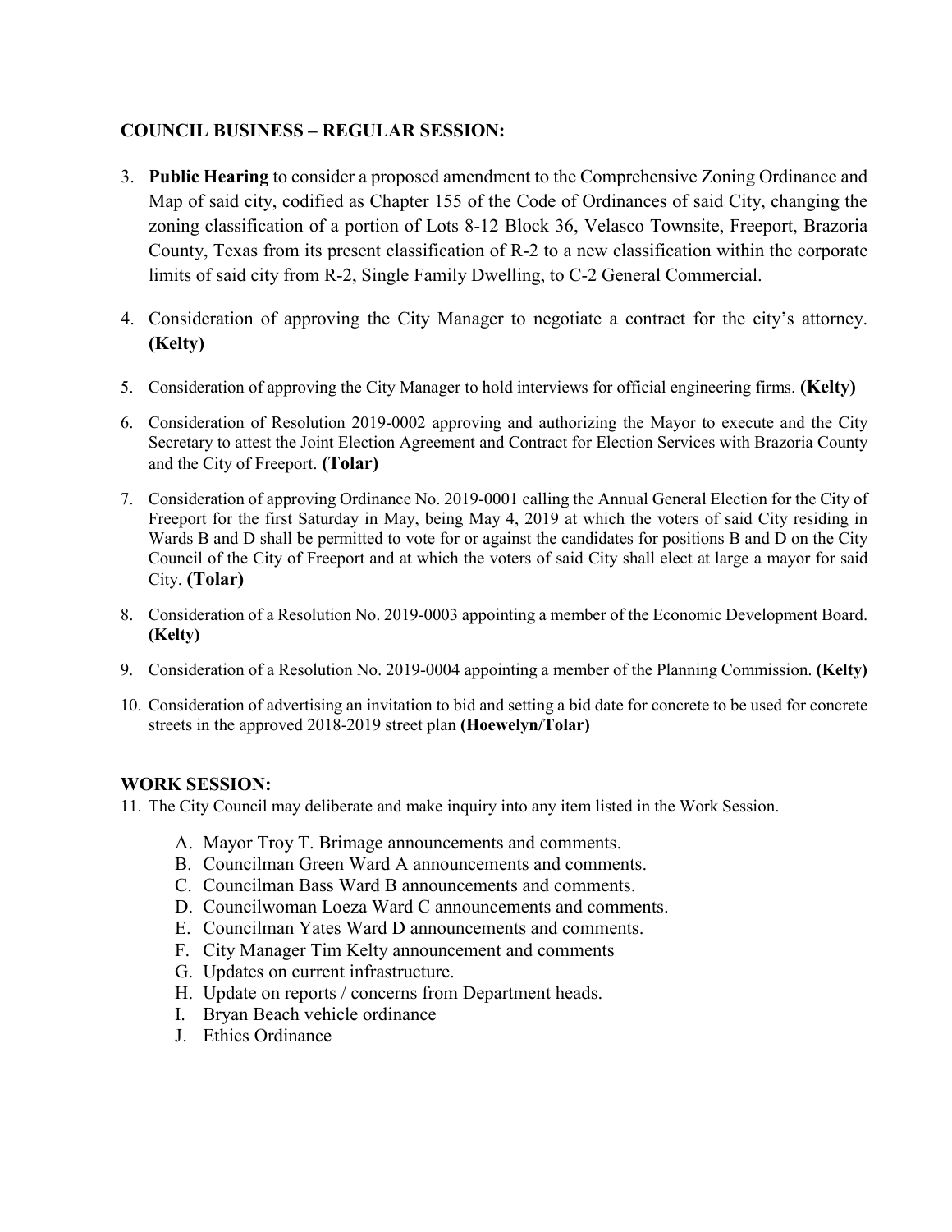## COUNCIL BUSINESS – REGULAR SESSION:

3. **Public Hearing** to consider a proposed amendment to the Comprehensive Zoning Ordinance and Map of said city, codified as Chapter 155 of the Code of Ordinances of said City, changing the zoning classification of a portion of Lots 8-12 Block 36, Velasco Townsite, Freeport, Brazoria County, Texas from its present classification of R-2 to a new classification within the corporate limits of said city from R-2, Single Family Dwelling, to C-2 General Commercial.

4. Consideration of approving the City Manager to negotiate a contract for the city's attorney. **(Kelty)**

5. Consideration of approving the City Manager to hold interviews for official engineering firms. **(Kelty)**

6. Consideration of Resolution 2019-0002 approving and authorizing the Mayor to execute and the City Secretary to attest the Joint Election Agreement and Contract for Election Services with Brazoria County and the City of Freeport. **(Tolar)**

7. Consideration of approving Ordinance No. 2019-0001 calling the Annual General Election for the City of Freeport for the first Saturday in May, being May 4, 2019 at which the voters of said City residing in Wards B and D shall be permitted to vote for or against the candidates for positions B and D on the City Council of the City of Freeport and at which the voters of said City shall elect at large a mayor for said City. **(Tolar)**

8. Consideration of a Resolution No. 2019-0003 appointing a member of the Economic Development Board. **(Kelty)**

9. Consideration of a Resolution No. 2019-0004 appointing a member of the Planning Commission. **(Kelty)**

10. Consideration of advertising an invitation to bid and setting a bid date for concrete to be used for concrete streets in the approved 2018-2019 street plan **(Hoewelyn/Tolar)**

## WORK SESSION:

11. The City Council may deliberate and make inquiry into any item listed in the Work Session.

    A. Mayor Troy T. Brimage announcements and comments.
    B. Councilman Green Ward A announcements and comments.
    C. Councilman Bass Ward B announcements and comments.
    D. Councilwoman Loeza Ward C announcements and comments.
    E. Councilman Yates Ward D announcements and comments.
    F. City Manager Tim Kelty announcement and comments
    G. Updates on current infrastructure.
    H. Update on reports / concerns from Department heads.
    I. Bryan Beach vehicle ordinance
    J. Ethics Ordinance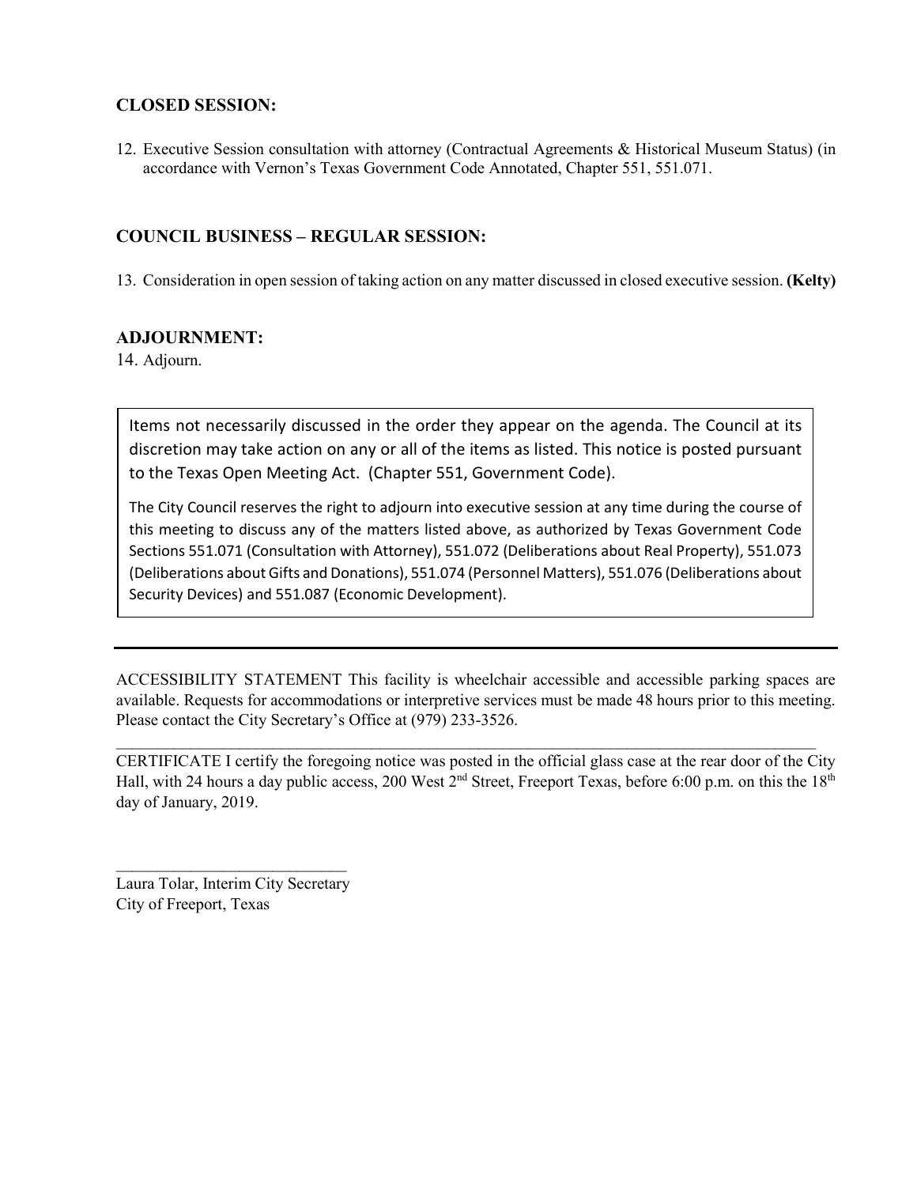## CLOSED SESSION:

12. Executive Session consultation with attorney (Contractual Agreements & Historical Museum Status) (in accordance with Vernon's Texas Government Code Annotated, Chapter 551, 551.071.

## COUNCIL BUSINESS – REGULAR SESSION:

13. Consideration in open session of taking action on any matter discussed in closed executive session. **(Kelty)**

## ADJOURNMENT:

14. Adjourn.

Items not necessarily discussed in the order they appear on the agenda. The Council at its discretion may take action on any or all of the items as listed. This notice is posted pursuant to the Texas Open Meeting Act. (Chapter 551, Government Code).

The City Council reserves the right to adjourn into executive session at any time during the course of this meeting to discuss any of the matters listed above, as authorized by Texas Government Code Sections 551.071 (Consultation with Attorney), 551.072 (Deliberations about Real Property), 551.073 (Deliberations about Gifts and Donations), 551.074 (Personnel Matters), 551.076 (Deliberations about Security Devices) and 551.087 (Economic Development).

---

ACCESSIBILITY STATEMENT This facility is wheelchair accessible and accessible parking spaces are available. Requests for accommodations or interpretive services must be made 48 hours prior to this meeting. Please contact the City Secretary's Office at (979) 233-3526.

---

CERTIFICATE I certify the foregoing notice was posted in the official glass case at the rear door of the City Hall, with 24 hours a day public access, 200 West 2nd Street, Freeport Texas, before 6:00 p.m. on this the 18th day of January, 2019.

\_\_\_\_\_\_\_\_\_\_\_\_\_\_\_\_\_\_\_\_\_\_\_\_\_\_\_\_

Laura Tolar, Interim City Secretary
City of Freeport, Texas